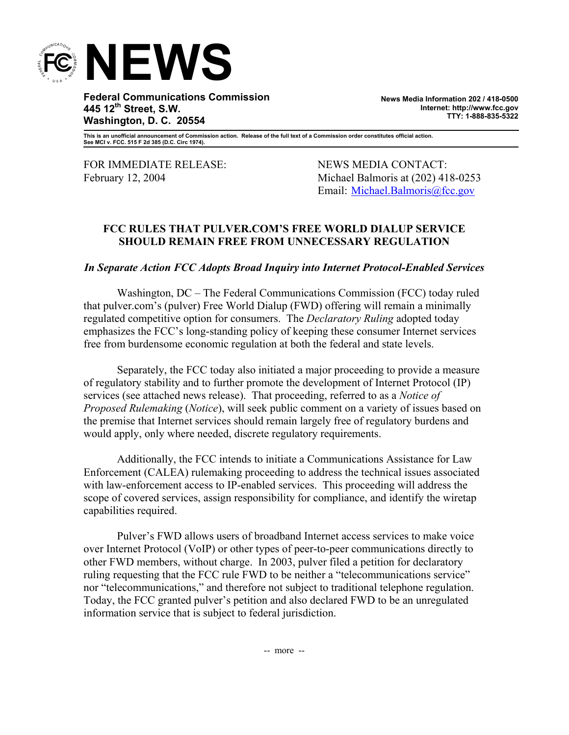# NEWS

**Federal Communications Commission**
**445 12th Street, S.W.**
**Washington, D. C. 20554**

**News Media Information 202 / 418-0500**
**Internet: http://www.fcc.gov**
**TTY: 1-888-835-5322**

**This is an unofficial announcement of Commission action. Release of the full text of a Commission order constitutes official action. See MCI v. FCC. 515 F 2d 385 (D.C. Circ 1974).**

FOR IMMEDIATE RELEASE:
February 12, 2004

NEWS MEDIA CONTACT:
Michael Balmoris at (202) 418-0253
Email: Michael.Balmoris@fcc.gov

## FCC RULES THAT PULVER.COM'S FREE WORLD DIALUP SERVICE SHOULD REMAIN FREE FROM UNNECESSARY REGULATION

### *In Separate Action FCC Adopts Broad Inquiry into Internet Protocol-Enabled Services*

Washington, DC – The Federal Communications Commission (FCC) today ruled that pulver.com's (pulver) Free World Dialup (FWD) offering will remain a minimally regulated competitive option for consumers. The *Declaratory Ruling* adopted today emphasizes the FCC's long-standing policy of keeping these consumer Internet services free from burdensome economic regulation at both the federal and state levels.

Separately, the FCC today also initiated a major proceeding to provide a measure of regulatory stability and to further promote the development of Internet Protocol (IP) services (see attached news release). That proceeding, referred to as a *Notice of Proposed Rulemaking* (*Notice*), will seek public comment on a variety of issues based on the premise that Internet services should remain largely free of regulatory burdens and would apply, only where needed, discrete regulatory requirements.

Additionally, the FCC intends to initiate a Communications Assistance for Law Enforcement (CALEA) rulemaking proceeding to address the technical issues associated with law-enforcement access to IP-enabled services. This proceeding will address the scope of covered services, assign responsibility for compliance, and identify the wiretap capabilities required.

Pulver's FWD allows users of broadband Internet access services to make voice over Internet Protocol (VoIP) or other types of peer-to-peer communications directly to other FWD members, without charge. In 2003, pulver filed a petition for declaratory ruling requesting that the FCC rule FWD to be neither a "telecommunications service" nor "telecommunications," and therefore not subject to traditional telephone regulation. Today, the FCC granted pulver's petition and also declared FWD to be an unregulated information service that is subject to federal jurisdiction.

-- more --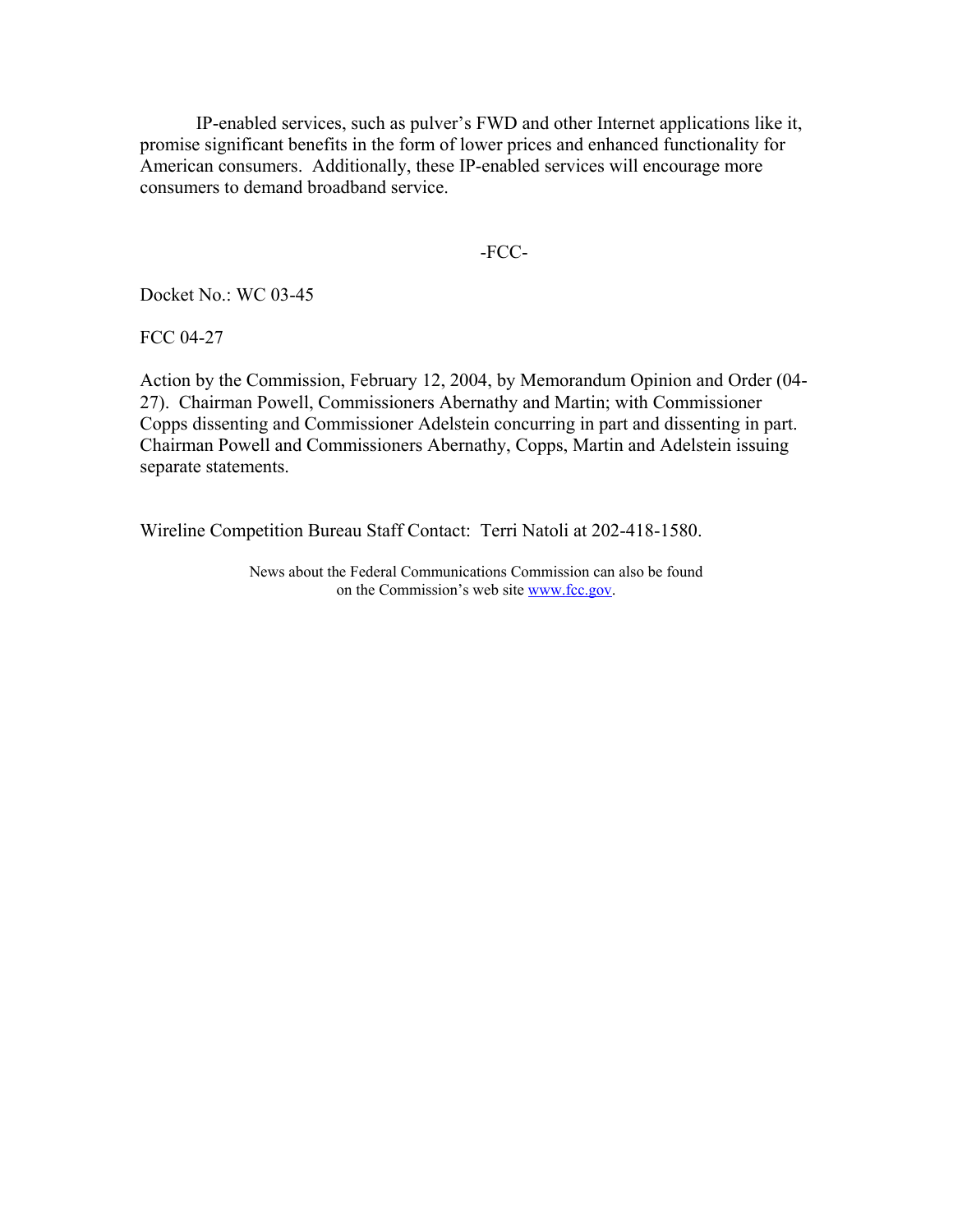IP-enabled services, such as pulver's FWD and other Internet applications like it, promise significant benefits in the form of lower prices and enhanced functionality for American consumers. Additionally, these IP-enabled services will encourage more consumers to demand broadband service.

-FCC-

Docket No.: WC 03-45

FCC 04-27

Action by the Commission, February 12, 2004, by Memorandum Opinion and Order (04-27). Chairman Powell, Commissioners Abernathy and Martin; with Commissioner Copps dissenting and Commissioner Adelstein concurring in part and dissenting in part. Chairman Powell and Commissioners Abernathy, Copps, Martin and Adelstein issuing separate statements.

Wireline Competition Bureau Staff Contact: Terri Natoli at 202-418-1580.

News about the Federal Communications Commission can also be found on the Commission's web site www.fcc.gov.